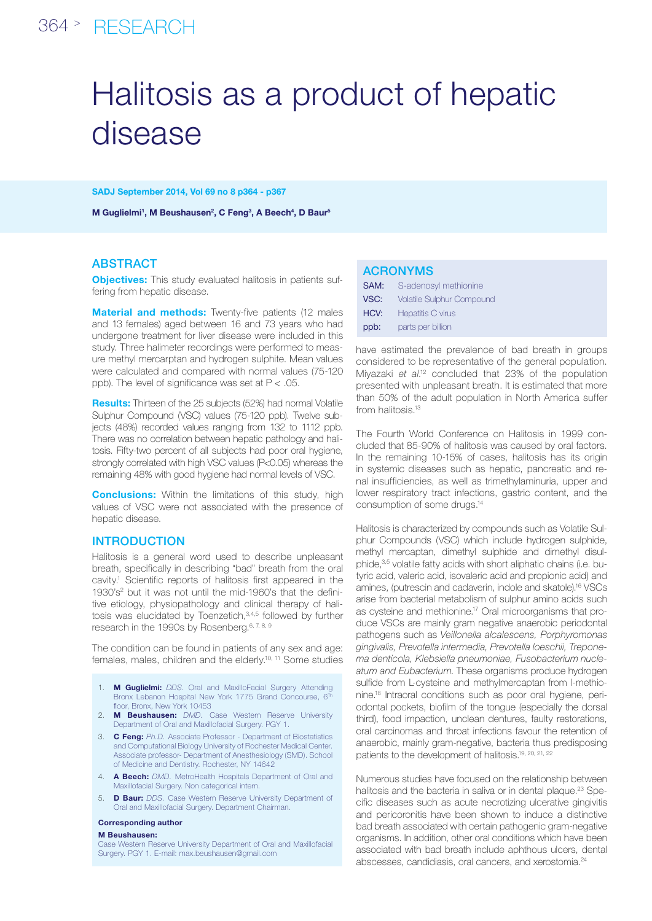# Halitosis as a product of hepatic disease

**M Guglielmi[1], M Beushausen[2], C Feng[3], A Beech[4], D Baur[5]**

## ABSTRACT

**Objectives:** This study evaluated halitosis in patients suffering from hepatic disease.

**Material and methods:** Twenty-five patients (12 males and 13 females) aged between 16 and 73 years who had undergone treatment for liver disease were included in this study. Three halimeter recordings were performed to measure methyl mercarptan and hydrogen sulphite. Mean values were calculated and compared with normal values (75-120 ppb). The level of significance was set at $P < .05$.

**Results:** Thirteen of the 25 subjects (52%) had normal Volatile Sulphur Compound (VSC) values (75-120 ppb). Twelve subjects (48%) recorded values ranging from 132 to 1112 ppb. There was no correlation between hepatic pathology and halitosis. Fifty-two percent of all subjects had poor oral hygiene, strongly correlated with high VSC values ($P<0.05$) whereas the remaining 48% with good hygiene had normal levels of VSC.

**Conclusions:** Within the limitations of this study, high values of VSC were not associated with the presence of hepatic disease.

## INTRODUCTION

Halitosis is a general word used to describe unpleasant breath, specifically in describing "bad" breath from the oral cavity.[1] Scientific reports of halitosis first appeared in the 1930's[2] but it was not until the mid-1960's that the definitive etiology, physiopathology and clinical therapy of halitosis was elucidated by Toenzetich,[3,4,5] followed by further research in the 1990s by Rosenberg.[6, 7, 8, 9]

The condition can be found in patients of any sex and age: females, males, children and the elderly.[10, 11] Some studies have estimated the prevalence of bad breath in groups considered to be representative of the general population. Miyazaki *et al.*[12] concluded that 23% of the population presented with unpleasant breath. It is estimated that more than 50% of the adult population in North America suffer from halitosis.[13]

The Fourth World Conference on Halitosis in 1999 concluded that 85-90% of halitosis was caused by oral factors. In the remaining 10-15% of cases, halitosis has its origin in systemic diseases such as hepatic, pancreatic and renal insufficiencies, as well as trimethylaminuria, upper and lower respiratory tract infections, gastric content, and the consumption of some drugs.[14]

Halitosis is characterized by compounds such as Volatile Sulphur Compounds (VSC) which include hydrogen sulphide, methyl mercaptan, dimethyl sulphide and dimethyl disulphide,[3,5] volatile fatty acids with short aliphatic chains (i.e. butyric acid, valeric acid, isovaleric acid and propionic acid) and amines, (putrescin and cadaverin, indole and skatole).[16] VSCs arise from bacterial metabolism of sulphur amino acids such as cysteine and methionine.[17] Oral microorganisms that produce VSCs are mainly gram negative anaerobic periodontal pathogens such as *Veillonella alcalescens, Porphyromonas gingivalis, Prevotella intermedia, Prevotella loeschii, Treponema denticola, Klebsiella pneumoniae, Fusobacterium nucleatum and Eubacterium.* These organisms produce hydrogen sulfide from L-cysteine and methylmercaptan from l-methionine.[18] Intraoral conditions such as poor oral hygiene, periodontal pockets, biofilm of the tongue (especially the dorsal third), food impaction, unclean dentures, faulty restorations, oral carcinomas and throat infections favour the retention of anaerobic, mainly gram-negative, bacteria thus predisposing patients to the development of halitosis.[19, 20, 21, 22]

Numerous studies have focused on the relationship between halitosis and the bacteria in saliva or in dental plaque.[23] Specific diseases such as acute necrotizing ulcerative gingivitis and pericoronitis have been shown to induce a distinctive bad breath associated with certain pathogenic gram-negative organisms. In addition, other oral conditions which have been associated with bad breath include aphthous ulcers, dental abscesses, candidiasis, oral cancers, and xerostomia.[24]

## ACRONYMS

| | |
|---|---|
| SAM: | S-adenosyl methionine |
| VSC: | Volatile Sulphur Compound |
| HCV: | Hepatitis C virus |
| ppb: | parts per billion |

1. **M Guglielmi:** *DDS.* Oral and MaxilloFacial Surgery Attending Bronx Lebanon Hospital New York 1775 Grand Concourse, 6th floor, Bronx, New York 10453
2. **M Beushausen:** *DMD.* Case Western Reserve University Department of Oral and Maxillofacial Surgery. PGY 1.
3. **C Feng:** *Ph.D.* Associate Professor - Department of Biostatistics and Computational Biology University of Rochester Medical Center. Associate professor- Department of Anesthesiology (SMD). School of Medicine and Dentistry. Rochester, NY 14642
4. **A Beech:** *DMD.* MetroHealth Hospitals Department of Oral and Maxillofacial Surgery. Non categorical intern.
5. **D Baur:** *DDS.* Case Western Reserve University Department of Oral and Maxillofacial Surgery. Department Chairman.

**Corresponding author**

**M Beushausen:**
Case Western Reserve University Department of Oral and Maxillofacial Surgery. PGY 1. E-mail: max.beushausen@gmail.com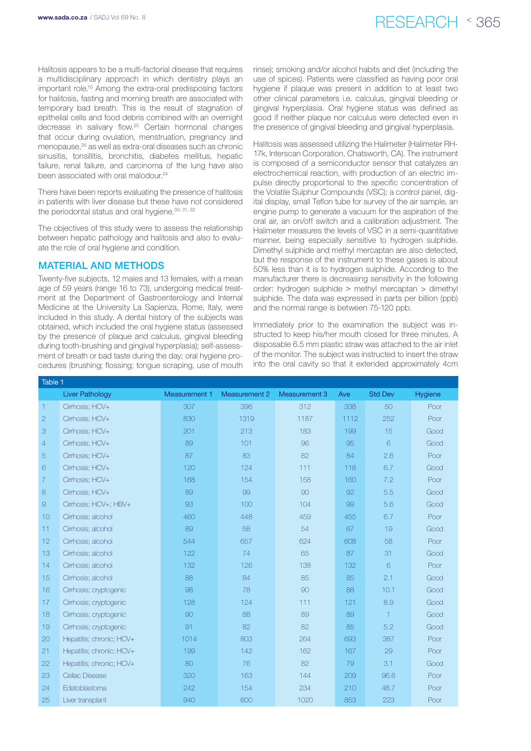Halitosis appears to be a multi-factorial disease that requires a multidisciplinary approach in which dentistry plays an important role.[10] Among the extra-oral predisposing factors for halitosis, fasting and morning breath are associated with temporary bad breath. This is the result of stagnation of epithelial cells and food debris combined with an overnight decrease in salivary flow.[25] Certain hormonal changes that occur during ovulation, menstruation, pregnancy and menopause,[26] as well as extra-oral diseases such as chronic sinusitis, tonsillitis, bronchitis, diabetes mellitus, hepatic failure, renal failure, and carcinoma of the lung have also been associated with oral malodour.[24]

There have been reports evaluating the presence of halitosis in patients with liver disease but these have not considered the periodontal status and oral hygiene.[30, 31, 32]

The objectives of this study were to assess the relationship between hepatic pathology and halitosis and also to evaluate the role of oral hygiene and condition.

## MATERIAL AND METHODS

Twenty-five subjects, 12 males and 13 females, with a mean age of 59 years (range 16 to 73), undergoing medical treatment at the Department of Gastroenterology and Internal Medicine at the University La Sapienza, Rome, Italy, were included in this study. A dental history of the subjects was obtained, which included the oral hygiene status (assessed by the presence of plaque and calculus, gingival bleeding during tooth-brushing and gingival hyperplasia); self-assessment of breath or bad taste during the day; oral hygiene procedures (brushing; flossing; tongue scraping, use of mouth rinse); smoking and/or alcohol habits and diet (including the use of spices). Patients were classified as having poor oral hygiene if plaque was present in addition to at least two other clinical parameters i.e. calculus, gingival bleeding or gingival hyperplasia. Oral hygiene status was defined as good if neither plaque nor calculus were detected even in the presence of gingival bleeding and gingival hyperplasia.

Halitosis was assessed utilizing the Halimeter (Halimeter RH-17k, Interscan Corporation, Chatsworth, CA). The instrument is composed of a semiconductor sensor that catalyzes an electrochemical reaction, with production of an electric impulse directly proportional to the specific concentration of the Volatile Sulphur Compounds (VSC); a control panel, digital display, small Teflon tube for survey of the air sample, an engine pump to generate a vacuum for the aspiration of the oral air, an on/off switch and a calibration adjustment. The Halimeter measures the levels of VSC in a semi-quantitative manner, being especially sensitive to hydrogen sulphide. Dimethyl sulphide and methyl mercaptan are also detected, but the response of the instrument to these gases is about 50% less than it is to hydrogen sulphide. According to the manufacturer there is decreasing sensitivity in the following order: hydrogen sulphide > methyl mercaptan > dimethyl sulphide. The data was expressed in parts per billion (ppb) and the normal range is between 75-120 ppb.

Immediately prior to the examination the subject was instructed to keep his/her mouth closed for three minutes. A disposable 6.5 mm plastic straw was attached to the air inlet of the monitor. The subject was instructed to insert the straw into the oral cavity so that it extended approximately 4cm

Table 1

| | Liver Pathology | Measurement 1 | Measurement 2 | Measurement 3 | Ave | Std Dev | Hygiene |
|---|---|---|---|---|---|---|---|
| 1 | Cirrhosis; HCV+ | 307 | 396 | 312 | 338 | 50 | Poor |
| 2 | Cirrhosis; HCV+ | 830 | 1319 | 1187 | 1112 | 252 | Poor |
| 3 | Cirrhosis; HCV+ | 201 | 213 | 183 | 199 | 15 | Good |
| 4 | Cirrhosis; HCV+ | 89 | 101 | 96 | 95 | 6 | Good |
| 5 | Cirrhosis; HCV+ | 87 | 83 | 82 | 84 | 2.6 | Poor |
| 6 | Cirrhosis; HCV+ | 120 | 124 | 111 | 118 | 6.7 | Good |
| 7 | Cirrhosis; HCV+ | 168 | 154 | 158 | 160 | 7.2 | Poor |
| 8 | Cirrhosis; HCV+ | 89 | 99 | 90 | 92 | 5.5 | Good |
| 9 | Cirrhosis; HCV+; HBV+ | 93 | 100 | 104 | 99 | 5.6 | Good |
| 10 | Cirrhosis; alcohol | 460 | 448 | 459 | 455 | 6.7 | Poor |
| 11 | Cirrhosis; alcohol | 89 | 58 | 54 | 67 | 19 | Good |
| 12 | Cirrhosis; alcohol | 544 | 657 | 624 | 608 | 58 | Poor |
| 13 | Cirrhosis; alcohol | 122 | 74 | 65 | 87 | 31 | Good |
| 14 | Cirrhosis; alcohol | 132 | 126 | 138 | 132 | 6 | Poor |
| 15 | Cirrhosis; alcohol | 88 | 84 | 85 | 85 | 2.1 | Good |
| 16 | Cirrhosis; cryptogenic | 98 | 78 | 90 | 88 | 10.1 | Good |
| 17 | Cirrhosis; cryptogenic | 128 | 124 | 111 | 121 | 8.9 | Good |
| 18 | Cirrhosis; cryptogenic | 90 | 88 | 89 | 89 | 1 | Good |
| 19 | Cirrhosis; cryptogenic | 91 | 82 | 82 | 85 | 5.2 | Good |
| 20 | Hepatitis; chronic; HCV+ | 1014 | 803 | 264 | 693 | 387 | Poor |
| 21 | Hepatitis; chronic; HCV+ | 199 | 142 | 162 | 167 | 29 | Poor |
| 22 | Hepatitis; chronic; HCV+ | 80 | 76 | 82 | 79 | 3.1 | Good |
| 23 | Celiac Disease | 320 | 163 | 144 | 209 | 96.6 | Poor |
| 24 | Edatoblastoma | 242 | 154 | 234 | 210 | 48.7 | Poor |
| 25 | Liver transplant | 940 | 600 | 1020 | 853 | 223 | Poor |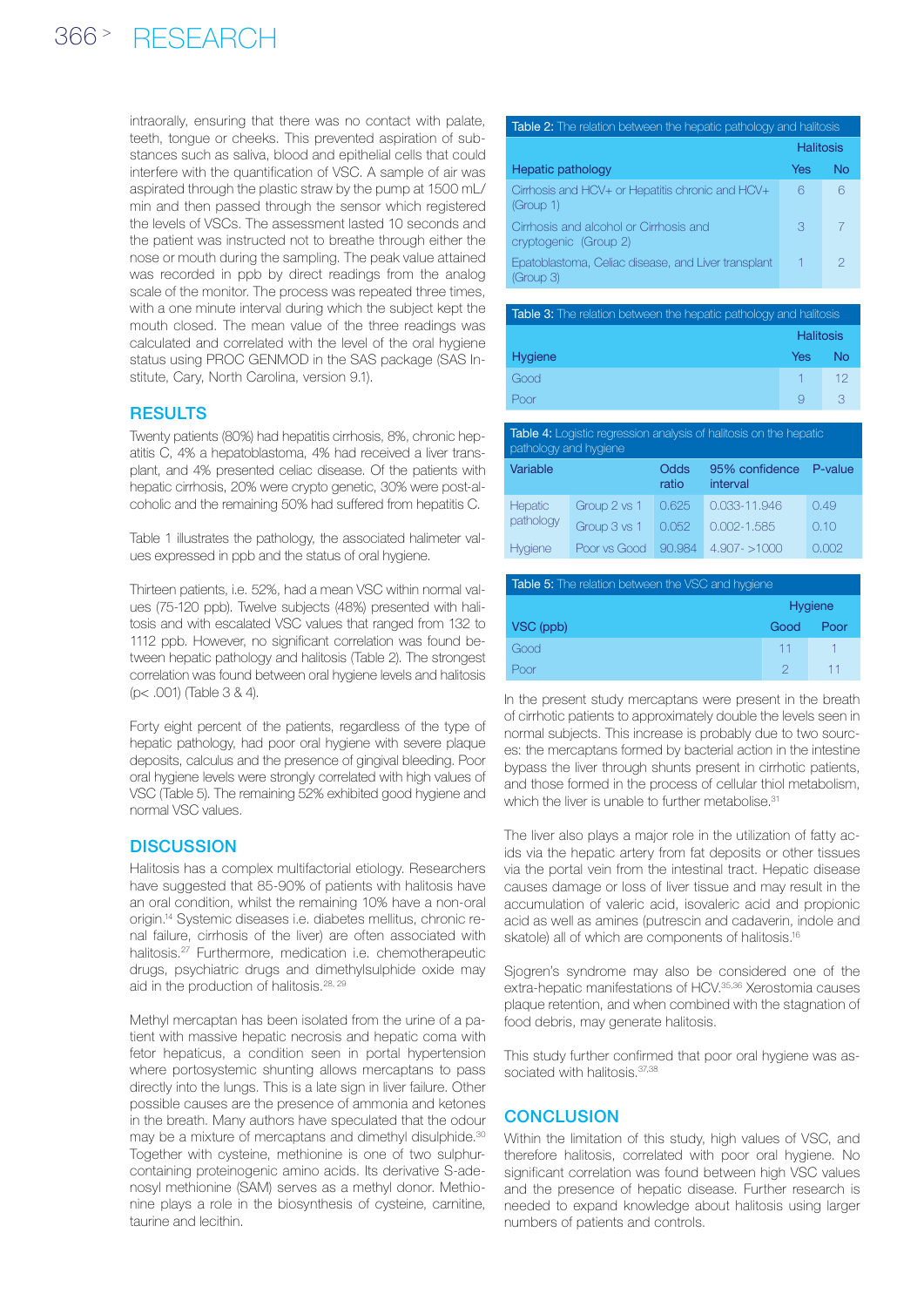intraorally, ensuring that there was no contact with palate, teeth, tongue or cheeks. This prevented aspiration of substances such as saliva, blood and epithelial cells that could interfere with the quantification of VSC. A sample of air was aspirated through the plastic straw by the pump at 1500 mL/min and then passed through the sensor which registered the levels of VSCs. The assessment lasted 10 seconds and the patient was instructed not to breathe through either the nose or mouth during the sampling. The peak value attained was recorded in ppb by direct readings from the analog scale of the monitor. The process was repeated three times, with a one minute interval during which the subject kept the mouth closed. The mean value of the three readings was calculated and correlated with the level of the oral hygiene status using PROC GENMOD in the SAS package (SAS Institute, Cary, North Carolina, version 9.1).

## RESULTS

Twenty patients (80%) had hepatitis cirrhosis, 8%, chronic hepatitis C, 4% a hepatoblastoma, 4% had received a liver transplant, and 4% presented celiac disease. Of the patients with hepatic cirrhosis, 20% were crypto genetic, 30% were post-alcoholic and the remaining 50% had suffered from hepatitis C.

Table 1 illustrates the pathology, the associated halimeter values expressed in ppb and the status of oral hygiene.

Thirteen patients, i.e. 52%, had a mean VSC within normal values (75-120 ppb). Twelve subjects (48%) presented with halitosis and with escalated VSC values that ranged from 132 to 1112 ppb. However, no significant correlation was found between hepatic pathology and halitosis (Table 2). The strongest correlation was found between oral hygiene levels and halitosis ($p < .001$) (Table 3 & 4).

Forty eight percent of the patients, regardless of the type of hepatic pathology, had poor oral hygiene with severe plaque deposits, calculus and the presence of gingival bleeding. Poor oral hygiene levels were strongly correlated with high values of VSC (Table 5). The remaining 52% exhibited good hygiene and normal VSC values.

## DISCUSSION

Halitosis has a complex multifactorial etiology. Researchers have suggested that 85-90% of patients with halitosis have an oral condition, whilst the remaining 10% have a non-oral origin.[14] Systemic diseases i.e. diabetes mellitus, chronic renal failure, cirrhosis of the liver) are often associated with halitosis.[27] Furthermore, medication i.e. chemotherapeutic drugs, psychiatric drugs and dimethylsulphide oxide may aid in the production of halitosis.[28, 29]

Methyl mercaptan has been isolated from the urine of a patient with massive hepatic necrosis and hepatic coma with fetor hepaticus, a condition seen in portal hypertension where portosystemic shunting allows mercaptans to pass directly into the lungs. This is a late sign in liver failure. Other possible causes are the presence of ammonia and ketones in the breath. Many authors have speculated that the odour may be a mixture of mercaptans and dimethyl disulphide.[30] Together with cysteine, methionine is one of two sulphur-containing proteinogenic amino acids. Its derivative S-adenosyl methionine (SAM) serves as a methyl donor. Methionine plays a role in the biosynthesis of cysteine, carnitine, taurine and lecithin.

**Table 2:** The relation between the hepatic pathology and halitosis

| Hepatic pathology | Halitosis Yes | Halitosis No |
|---|---|---|
| Cirrhosis and HCV+ or Hepatitis chronic and HCV+ (Group 1) | 6 | 6 |
| Cirrhosis and alcohol or Cirrhosis and cryptogenic (Group 2) | 3 | 7 |
| Epatoblastoma, Celiac disease, and Liver transplant (Group 3) | 1 | 2 |

**Table 3:** The relation between the hepatic pathology and halitosis

| Hygiene | Halitosis Yes | Halitosis No |
|---|---|---|
| Good | 1 | 12 |
| Poor | 9 | 3 |

**Table 4:** Logistic regression analysis of halitosis on the hepatic pathology and hygiene

| Variable | | Odds ratio | 95% confidence interval | P-value |
|---|---|---|---|---|
| Hepatic pathology | Group 2 vs 1 | 0.625 | 0.033-11.946 | 0.49 |
| | Group 3 vs 1 | 0.052 | 0.002-1.585 | 0.10 |
| Hygiene | Poor vs Good | 90.984 | 4.907- >1000 | 0.002 |

**Table 5:** The relation between the VSC and hygiene

| VSC (ppb) | Hygiene Good | Hygiene Poor |
|---|---|---|
| Good | 11 | 1 |
| Poor | 2 | 11 |

In the present study mercaptans were present in the breath of cirrhotic patients to approximately double the levels seen in normal subjects. This increase is probably due to two sources: the mercaptans formed by bacterial action in the intestine bypass the liver through shunts present in cirrhotic patients, and those formed in the process of cellular thiol metabolism, which the liver is unable to further metabolise.[31]

The liver also plays a major role in the utilization of fatty acids via the hepatic artery from fat deposits or other tissues via the portal vein from the intestinal tract. Hepatic disease causes damage or loss of liver tissue and may result in the accumulation of valeric acid, isovaleric acid and propionic acid as well as amines (putrescin and cadaverin, indole and skatole) all of which are components of halitosis.[16]

Sjogren's syndrome may also be considered one of the extra-hepatic manifestations of HCV.[35,36] Xerostomia causes plaque retention, and when combined with the stagnation of food debris, may generate halitosis.

This study further confirmed that poor oral hygiene was associated with halitosis.[37,38]

## CONCLUSION

Within the limitation of this study, high values of VSC, and therefore halitosis, correlated with poor oral hygiene. No significant correlation was found between high VSC values and the presence of hepatic disease. Further research is needed to expand knowledge about halitosis using larger numbers of patients and controls.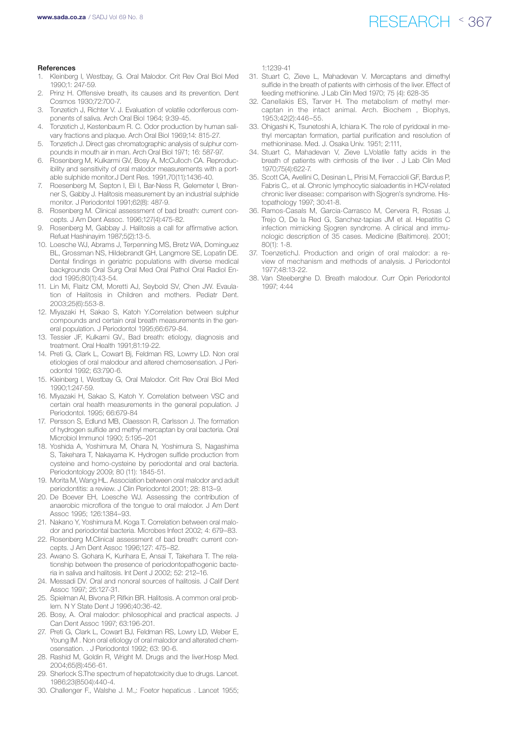#### References

1. Kleinberg I, Westbay, G. Oral Malodor. Crit Rev Oral Biol Med 1990;1: 247-59.
2. Prinz H. Offensive breath, its causes and its prevention. Dent Cosmos 1930;72:700-7.
3. Tonzetich J, Richter V. J. Evaluation of volatile odoriferous components of saliva. Arch Oral Biol 1964; 9:39-45.
4. Tonzetich J, Kestenbaum R. C. Odor production by human salivary fractions and plaque. Arch Oral Biol 1969;14: 815-27.
5. Tonzetich J. Direct gas chromatographic analysis of sulphur compounds in mouth air in man. Arch Oral Biol 1971; 16: 587-97.
6. Rosenberg M, Kulkarmi GV, Bosy A, McCulloch CA. Reproducibility and sensitivity of oral malodor measurements with a portable sulphide monitor.J Dent Res. 1991,70(11):1436-40.
7. Roesenberg M, Septon I, Eli I, Bar-Ness R, Gelemeter I, Brenner S, Gabby J. Halitosis measurement by an industrial sulphide monitor. J Periodontol 1991;62(8): 487-9.
8. Rosenberg M. Clinical assessment of bad breath: current concepts. J Am Dent Assoc. 1996;127(4):475-82.
9. Rosenberg M, Gabbay J. Halitosis a call for affirmative action. Refuat Hashinayim 1987;5(2):13-5.
10. Loesche WJ, Abrams J, Terpenning MS, Bretz WA, Dominguez BL, Grossman NS, Hildebrandt GH, Langmore SE, Lopatin DE. Dental findings in geriatric populations with diverse medical backgrounds Oral Surg Oral Med Oral Pathol Oral Radiol Endod 1995;80(1):43-54.
11. Lin Mi, Flaitz CM, Moretti AJ, Seybold SV, Chen JW. Evaulation of Halitosis in Children and mothers. Pediatr Dent. 2003;25(6):553-8.
12. Miyazaki H, Sakao S, Katoh Y.Correlation between sulphur compounds and certain oral breath measurements in the general population. J Periodontol 1995;66:679-84.
13. Tessier JF, Kulkarni GV., Bad breath: etiology, diagnosis and treatment. Oral Health 1991;81:19-22.
14. Preti G, Clark L, Cowart Bj, Feldman RS, Lowrry LD. Non oral etiologies of oral malodour and altered chemosensation. J Periodontol 1992; 63:790-6.
15. Kleinberg I, Westbay G, Oral Malodor. Crit Rev Oral Biol Med 1990;1:247-59.
16. Miyazaki H, Sakao S, Katoh Y. Correlation between VSC and certain oral health measurements in the general population. J Periodontol. 1995; 66:679-84
17. Persson S, Edlund MB, Claesson R, Carlsson J. The formation of hydrogen sulfide and methyl mercaptan by oral bacteria. Oral Microbiol Immunol 1990; 5:195–201
18. Yoshida A, Yoshimura M, Ohara N, Yoshimura S, Nagashima S, Takehara T, Nakayama K. Hydrogen sulfide production from cysteine and homo-cysteine by periodontal and oral bacteria. Periodontology 2009; 80 (11): 1845-51.
19. Morita M, Wang HL. Association between oral malodor and adult periodontitis: a review. J Clin Periodontol 2001; 28: 813–9.
20. De Boever EH, Loesche WJ. Assessing the contribution of anaerobic microflora of the tongue to oral malodor. J Am Dent Assoc 1995; 126:1384–93.
21. Nakano Y, Yoshimura M. Koga T. Correlation between oral malodor and periodontal bacteria. Microbes Infect 2002; 4: 679–83.
22. Rosenberg M.Clinical assessment of bad breath: current concepts. J Am Dent Assoc 1996;127: 475–82.
23. Awano S. Gohara K, Kurihara E, Ansai T, Takehara T. The relationship between the presence of periodontopathogenic bacteria in saliva and halitosis. Int Dent J 2002; 52: 212–16.
24. Messadi DV. Oral and nonoral sources of halitosis. J Calif Dent Assoc 1997; 25:127-31.
25. Spielman AI, Bivona P, Rifkin BR. Halitosis. A common oral problem. N Y State Dent J 1996;40:36-42.
26. Bosy, A. Oral malodor: philosophical and practical aspects. J Can Dent Assoc 1997; 63:196-201.
27. Preti G, Clark L, Cowart BJ, Feldman RS, Lowry LD, Weber E, Young IM . Non oral etiology of oral malodor and alterated chemosensation. . J Periodontol 1992; 63: 90-6.
28. Rashid M, Goldin R, Wright M. Drugs and the liver.Hosp Med. 2004;65(8):456-61.
29. Sherlock S.The spectrum of hepatotoxicity due to drugs. Lancet. 1986;23(8504):440-4.
30. Challenger F., Walshe J. M.,: Foetor hepaticus . Lancet 1955; 1:1239-41
31. Stuart C, Zieve L, Mahadevan V. Mercaptans and dimethyl sulfide in the breath of patients with cirrhosis of the liver. Effect of feeding methionine. J Lab Clin Med 1970; 75 (4): 628-35
32. Canellakis ES, Tarver H. The metabolism of methyl mercaptan in the intact animal. Arch. Biochem , Biophys, 1953;42(2):446–55.
33. Ohigashi K, Tsunetoshi A, Ichiara K. The role of pyridoxal in methyl mercaptan formation, partial purification and resolution of methioninase. Med. J. Osaka Univ. 1951; 2:111,
34. Stuart C, Mahadevan V, Zieve L.Volatile fatty acids in the breath of patients with cirrhosis of the liver . J Lab Clin Med 1970;75(4):622-7.
35. Scott CA, Avellini C, Desinan L, Pirisi M, Ferraccioli GF, Bardus P, Fabris C,. et al. Chronic lymphocytic sialoadentis in HCV-related chronic liver disease:: comparison with Sjogren's syndrome. Histopathology 1997; 30:41-8.
36. Ramos-Casals M, Garcia-Carrasco M, Cervera R, Rosas J, Trejo O, De la Red G, Sanchez-tapias JM et al. Hepatitis C infection mimicking Sjogren syndrome. A clinical and immunologic description of 35 cases. Medicine (Baltimore). 2001; 80(1): 1-8.
37. ToenzetichJ. Production and origin of oral malodor: a review of mechanism and methods of analysis. J Periodontol 1977;48:13-22.
38. Van Steeberghe D. Breath malodour. Curr Opin Periodontol 1997; 4:44